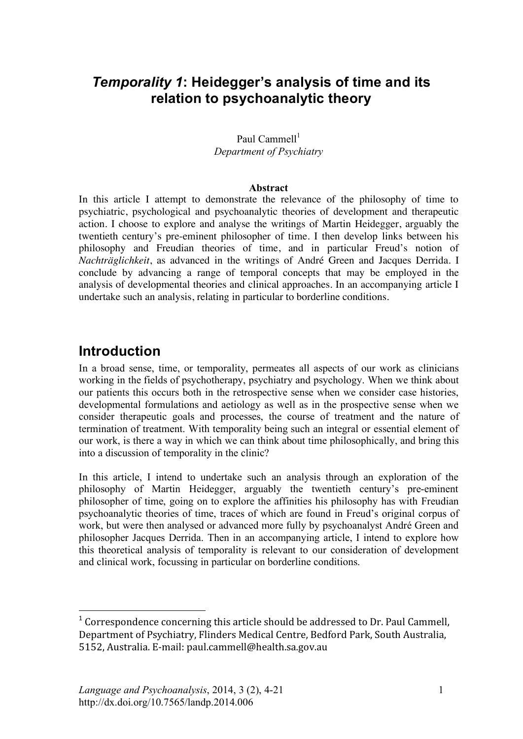# *Temporality 1*: Heidegger's analysis of time and its relation to psychoanalytic theory

Paul Cammell[1]
*Department of Psychiatry*

**Abstract**

In this article I attempt to demonstrate the relevance of the philosophy of time to psychiatric, psychological and psychoanalytic theories of development and therapeutic action. I choose to explore and analyse the writings of Martin Heidegger, arguably the twentieth century's pre-eminent philosopher of time. I then develop links between his philosophy and Freudian theories of time, and in particular Freud's notion of *Nachträglichkeit*, as advanced in the writings of André Green and Jacques Derrida. I conclude by advancing a range of temporal concepts that may be employed in the analysis of developmental theories and clinical approaches. In an accompanying article I undertake such an analysis, relating in particular to borderline conditions.

## Introduction

In a broad sense, time, or temporality, permeates all aspects of our work as clinicians working in the fields of psychotherapy, psychiatry and psychology. When we think about our patients this occurs both in the retrospective sense when we consider case histories, developmental formulations and aetiology as well as in the prospective sense when we consider therapeutic goals and processes, the course of treatment and the nature of termination of treatment. With temporality being such an integral or essential element of our work, is there a way in which we can think about time philosophically, and bring this into a discussion of temporality in the clinic?

In this article, I intend to undertake such an analysis through an exploration of the philosophy of Martin Heidegger, arguably the twentieth century's pre-eminent philosopher of time, going on to explore the affinities his philosophy has with Freudian psychoanalytic theories of time, traces of which are found in Freud's original corpus of work, but were then analysed or advanced more fully by psychoanalyst André Green and philosopher Jacques Derrida. Then in an accompanying article, I intend to explore how this theoretical analysis of temporality is relevant to our consideration of development and clinical work, focussing in particular on borderline conditions.

[1] Correspondence concerning this article should be addressed to Dr. Paul Cammell, Department of Psychiatry, Flinders Medical Centre, Bedford Park, South Australia, 5152, Australia. E-mail: paul.cammell@health.sa.gov.au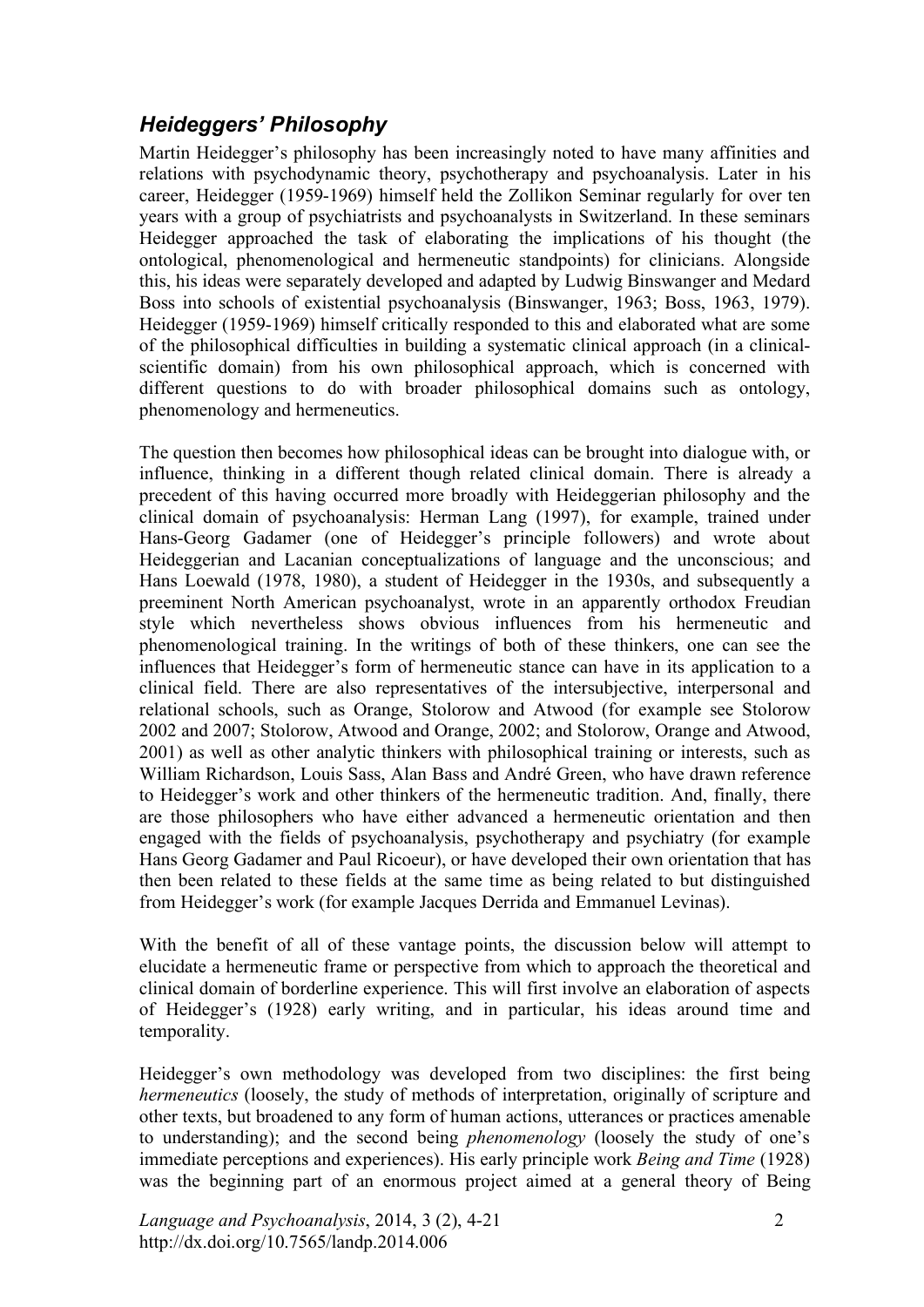## *Heideggers' Philosophy*

Martin Heidegger's philosophy has been increasingly noted to have many affinities and relations with psychodynamic theory, psychotherapy and psychoanalysis. Later in his career, Heidegger (1959-1969) himself held the Zollikon Seminar regularly for over ten years with a group of psychiatrists and psychoanalysts in Switzerland. In these seminars Heidegger approached the task of elaborating the implications of his thought (the ontological, phenomenological and hermeneutic standpoints) for clinicians. Alongside this, his ideas were separately developed and adapted by Ludwig Binswanger and Medard Boss into schools of existential psychoanalysis (Binswanger, 1963; Boss, 1963, 1979). Heidegger (1959-1969) himself critically responded to this and elaborated what are some of the philosophical difficulties in building a systematic clinical approach (in a clinical-scientific domain) from his own philosophical approach, which is concerned with different questions to do with broader philosophical domains such as ontology, phenomenology and hermeneutics.

The question then becomes how philosophical ideas can be brought into dialogue with, or influence, thinking in a different though related clinical domain. There is already a precedent of this having occurred more broadly with Heideggerian philosophy and the clinical domain of psychoanalysis: Herman Lang (1997), for example, trained under Hans-Georg Gadamer (one of Heidegger's principle followers) and wrote about Heideggerian and Lacanian conceptualizations of language and the unconscious; and Hans Loewald (1978, 1980), a student of Heidegger in the 1930s, and subsequently a preeminent North American psychoanalyst, wrote in an apparently orthodox Freudian style which nevertheless shows obvious influences from his hermeneutic and phenomenological training. In the writings of both of these thinkers, one can see the influences that Heidegger's form of hermeneutic stance can have in its application to a clinical field. There are also representatives of the intersubjective, interpersonal and relational schools, such as Orange, Stolorow and Atwood (for example see Stolorow 2002 and 2007; Stolorow, Atwood and Orange, 2002; and Stolorow, Orange and Atwood, 2001) as well as other analytic thinkers with philosophical training or interests, such as William Richardson, Louis Sass, Alan Bass and André Green, who have drawn reference to Heidegger's work and other thinkers of the hermeneutic tradition. And, finally, there are those philosophers who have either advanced a hermeneutic orientation and then engaged with the fields of psychoanalysis, psychotherapy and psychiatry (for example Hans Georg Gadamer and Paul Ricoeur), or have developed their own orientation that has then been related to these fields at the same time as being related to but distinguished from Heidegger's work (for example Jacques Derrida and Emmanuel Levinas).

With the benefit of all of these vantage points, the discussion below will attempt to elucidate a hermeneutic frame or perspective from which to approach the theoretical and clinical domain of borderline experience. This will first involve an elaboration of aspects of Heidegger's (1928) early writing, and in particular, his ideas around time and temporality.

Heidegger's own methodology was developed from two disciplines: the first being *hermeneutics* (loosely, the study of methods of interpretation, originally of scripture and other texts, but broadened to any form of human actions, utterances or practices amenable to understanding); and the second being *phenomenology* (loosely the study of one's immediate perceptions and experiences). His early principle work *Being and Time* (1928) was the beginning part of an enormous project aimed at a general theory of Being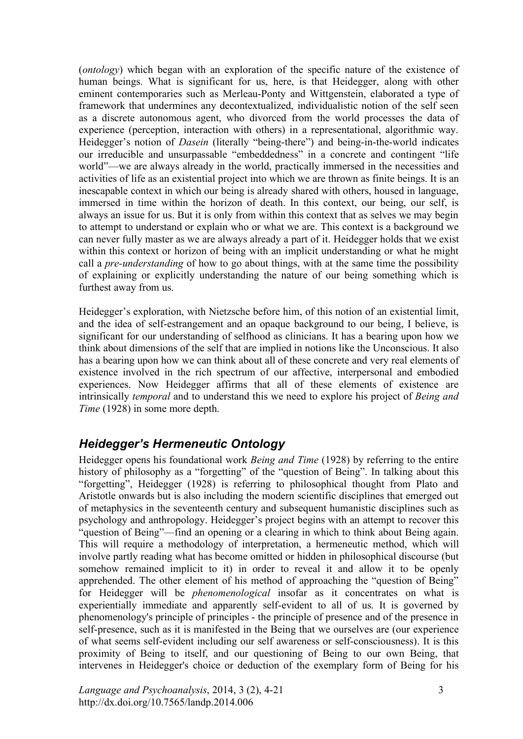(*ontology*) which began with an exploration of the specific nature of the existence of human beings. What is significant for us, here, is that Heidegger, along with other eminent contemporaries such as Merleau-Ponty and Wittgenstein, elaborated a type of framework that undermines any decontextualized, individualistic notion of the self seen as a discrete autonomous agent, who divorced from the world processes the data of experience (perception, interaction with others) in a representational, algorithmic way. Heidegger's notion of *Dasein* (literally "being-there") and being-in-the-world indicates our irreducible and unsurpassable "embeddedness" in a concrete and contingent "life world"—we are always already in the world, practically immersed in the necessities and activities of life as an existential project into which we are thrown as finite beings. It is an inescapable context in which our being is already shared with others, housed in language, immersed in time within the horizon of death. In this context, our being, our self, is always an issue for us. But it is only from within this context that as selves we may begin to attempt to understand or explain who or what we are. This context is a background we can never fully master as we are always already a part of it. Heidegger holds that we exist within this context or horizon of being with an implicit understanding or what he might call a *pre-understanding* of how to go about things, with at the same time the possibility of explaining or explicitly understanding the nature of our being something which is furthest away from us.

Heidegger's exploration, with Nietzsche before him, of this notion of an existential limit, and the idea of self-estrangement and an opaque background to our being, I believe, is significant for our understanding of selfhood as clinicians. It has a bearing upon how we think about dimensions of the self that are implied in notions like the Unconscious. It also has a bearing upon how we can think about all of these concrete and very real elements of existence involved in the rich spectrum of our affective, interpersonal and embodied experiences. Now Heidegger affirms that all of these elements of existence are intrinsically *temporal* and to understand this we need to explore his project of *Being and Time* (1928) in some more depth.

## *Heidegger's Hermeneutic Ontology*

Heidegger opens his foundational work *Being and Time* (1928) by referring to the entire history of philosophy as a "forgetting" of the "question of Being". In talking about this "forgetting", Heidegger (1928) is referring to philosophical thought from Plato and Aristotle onwards but is also including the modern scientific disciplines that emerged out of metaphysics in the seventeenth century and subsequent humanistic disciplines such as psychology and anthropology. Heidegger's project begins with an attempt to recover this "question of Being"—find an opening or a clearing in which to think about Being again. This will require a methodology of interpretation, a hermeneutic method, which will involve partly reading what has become omitted or hidden in philosophical discourse (but somehow remained implicit to it) in order to reveal it and allow it to be openly apprehended. The other element of his method of approaching the "question of Being" for Heidegger will be *phenomenological* insofar as it concentrates on what is experientially immediate and apparently self-evident to all of us. It is governed by phenomenology's principle of principles - the principle of presence and of the presence in self-presence, such as it is manifested in the Being that we ourselves are (our experience of what seems self-evident including our self awareness or self-consciousness). It is this proximity of Being to itself, and our questioning of Being to our own Being, that intervenes in Heidegger's choice or deduction of the exemplary form of Being for his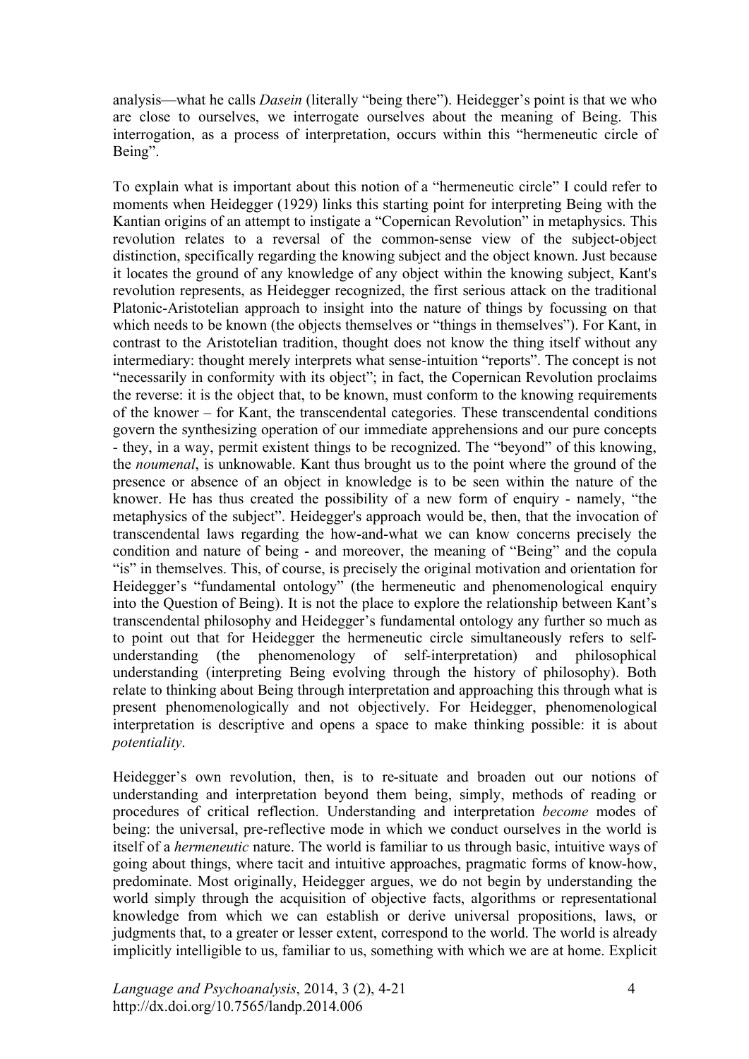analysis—what he calls *Dasein* (literally "being there"). Heidegger's point is that we who are close to ourselves, we interrogate ourselves about the meaning of Being. This interrogation, as a process of interpretation, occurs within this "hermeneutic circle of Being".

To explain what is important about this notion of a "hermeneutic circle" I could refer to moments when Heidegger (1929) links this starting point for interpreting Being with the Kantian origins of an attempt to instigate a "Copernican Revolution" in metaphysics. This revolution relates to a reversal of the common-sense view of the subject-object distinction, specifically regarding the knowing subject and the object known. Just because it locates the ground of any knowledge of any object within the knowing subject, Kant's revolution represents, as Heidegger recognized, the first serious attack on the traditional Platonic-Aristotelian approach to insight into the nature of things by focussing on that which needs to be known (the objects themselves or "things in themselves"). For Kant, in contrast to the Aristotelian tradition, thought does not know the thing itself without any intermediary: thought merely interprets what sense-intuition "reports". The concept is not "necessarily in conformity with its object"; in fact, the Copernican Revolution proclaims the reverse: it is the object that, to be known, must conform to the knowing requirements of the knower – for Kant, the transcendental categories. These transcendental conditions govern the synthesizing operation of our immediate apprehensions and our pure concepts - they, in a way, permit existent things to be recognized. The "beyond" of this knowing, the *noumenal*, is unknowable. Kant thus brought us to the point where the ground of the presence or absence of an object in knowledge is to be seen within the nature of the knower. He has thus created the possibility of a new form of enquiry - namely, "the metaphysics of the subject". Heidegger's approach would be, then, that the invocation of transcendental laws regarding the how-and-what we can know concerns precisely the condition and nature of being - and moreover, the meaning of "Being" and the copula "is" in themselves. This, of course, is precisely the original motivation and orientation for Heidegger's "fundamental ontology" (the hermeneutic and phenomenological enquiry into the Question of Being). It is not the place to explore the relationship between Kant's transcendental philosophy and Heidegger's fundamental ontology any further so much as to point out that for Heidegger the hermeneutic circle simultaneously refers to self-understanding (the phenomenology of self-interpretation) and philosophical understanding (interpreting Being evolving through the history of philosophy). Both relate to thinking about Being through interpretation and approaching this through what is present phenomenologically and not objectively. For Heidegger, phenomenological interpretation is descriptive and opens a space to make thinking possible: it is about *potentiality*.

Heidegger's own revolution, then, is to re-situate and broaden out our notions of understanding and interpretation beyond them being, simply, methods of reading or procedures of critical reflection. Understanding and interpretation *become* modes of being: the universal, pre-reflective mode in which we conduct ourselves in the world is itself of a *hermeneutic* nature. The world is familiar to us through basic, intuitive ways of going about things, where tacit and intuitive approaches, pragmatic forms of know-how, predominate. Most originally, Heidegger argues, we do not begin by understanding the world simply through the acquisition of objective facts, algorithms or representational knowledge from which we can establish or derive universal propositions, laws, or judgments that, to a greater or lesser extent, correspond to the world. The world is already implicitly intelligible to us, familiar to us, something with which we are at home. Explicit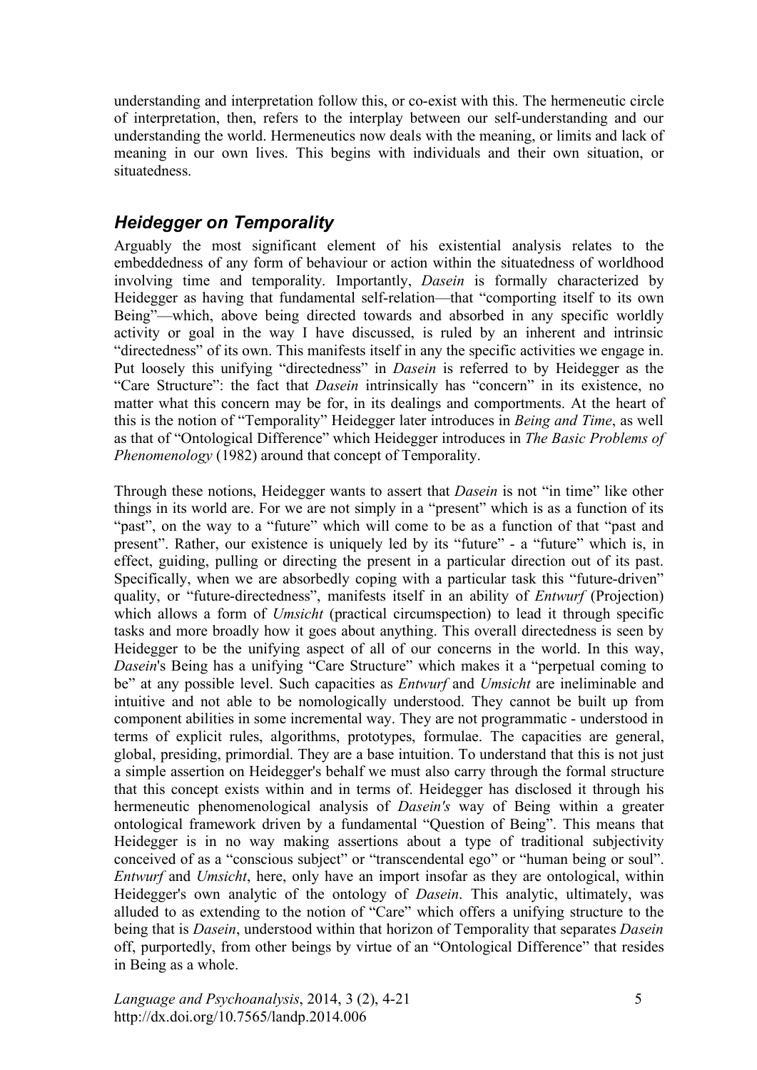understanding and interpretation follow this, or co-exist with this. The hermeneutic circle of interpretation, then, refers to the interplay between our self-understanding and our understanding the world. Hermeneutics now deals with the meaning, or limits and lack of meaning in our own lives. This begins with individuals and their own situation, or situatedness.

## *Heidegger on Temporality*

Arguably the most significant element of his existential analysis relates to the embeddedness of any form of behaviour or action within the situatedness of worldhood involving time and temporality. Importantly, *Dasein* is formally characterized by Heidegger as having that fundamental self-relation—that "comporting itself to its own Being"—which, above being directed towards and absorbed in any specific worldly activity or goal in the way I have discussed, is ruled by an inherent and intrinsic "directedness" of its own. This manifests itself in any the specific activities we engage in. Put loosely this unifying "directedness" in *Dasein* is referred to by Heidegger as the "Care Structure": the fact that *Dasein* intrinsically has "concern" in its existence, no matter what this concern may be for, in its dealings and comportments. At the heart of this is the notion of "Temporality" Heidegger later introduces in *Being and Time*, as well as that of "Ontological Difference" which Heidegger introduces in *The Basic Problems of Phenomenology* (1982) around that concept of Temporality.

Through these notions, Heidegger wants to assert that *Dasein* is not "in time" like other things in its world are. For we are not simply in a "present" which is as a function of its "past", on the way to a "future" which will come to be as a function of that "past and present". Rather, our existence is uniquely led by its "future" - a "future" which is, in effect, guiding, pulling or directing the present in a particular direction out of its past. Specifically, when we are absorbedly coping with a particular task this "future-driven" quality, or "future-directedness", manifests itself in an ability of *Entwurf* (Projection) which allows a form of *Umsicht* (practical circumspection) to lead it through specific tasks and more broadly how it goes about anything. This overall directedness is seen by Heidegger to be the unifying aspect of all of our concerns in the world. In this way, *Dasein*'s Being has a unifying "Care Structure" which makes it a "perpetual coming to be" at any possible level. Such capacities as *Entwurf* and *Umsicht* are ineliminable and intuitive and not able to be nomologically understood. They cannot be built up from component abilities in some incremental way. They are not programmatic - understood in terms of explicit rules, algorithms, prototypes, formulae. The capacities are general, global, presiding, primordial. They are a base intuition. To understand that this is not just a simple assertion on Heidegger's behalf we must also carry through the formal structure that this concept exists within and in terms of. Heidegger has disclosed it through his hermeneutic phenomenological analysis of *Dasein's* way of Being within a greater ontological framework driven by a fundamental "Question of Being". This means that Heidegger is in no way making assertions about a type of traditional subjectivity conceived of as a "conscious subject" or "transcendental ego" or "human being or soul". *Entwurf* and *Umsicht*, here, only have an import insofar as they are ontological, within Heidegger's own analytic of the ontology of *Dasein*. This analytic, ultimately, was alluded to as extending to the notion of "Care" which offers a unifying structure to the being that is *Dasein*, understood within that horizon of Temporality that separates *Dasein* off, purportedly, from other beings by virtue of an "Ontological Difference" that resides in Being as a whole.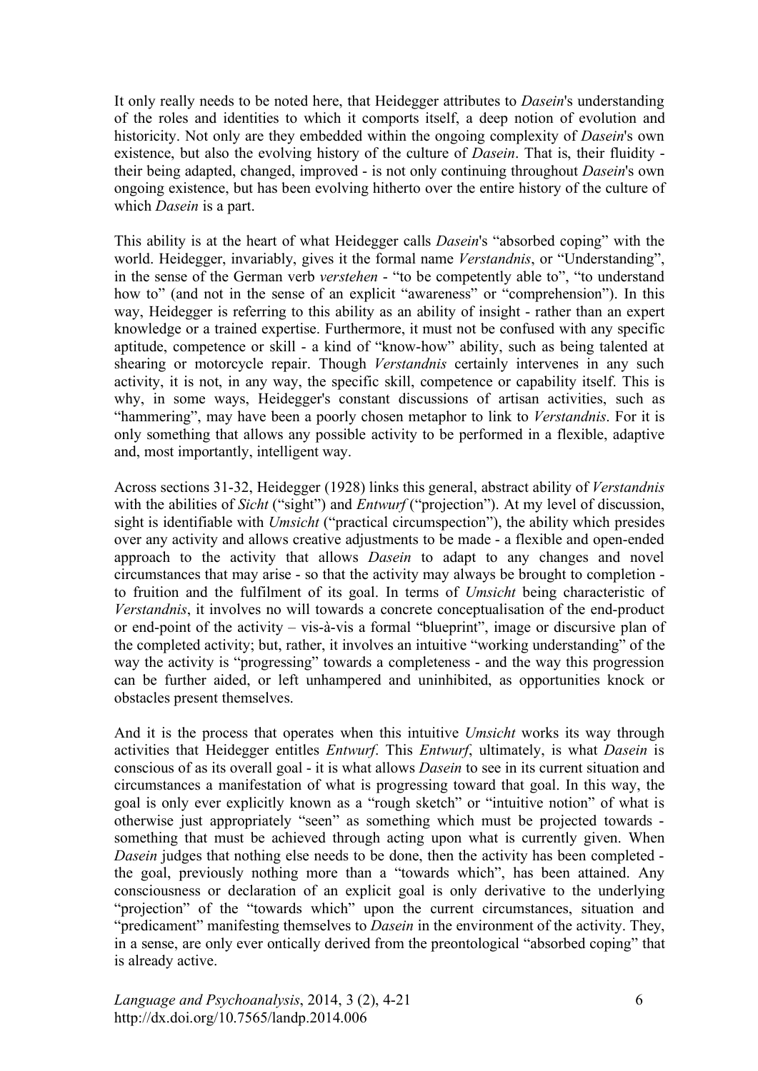It only really needs to be noted here, that Heidegger attributes to *Dasein*'s understanding of the roles and identities to which it comports itself, a deep notion of evolution and historicity. Not only are they embedded within the ongoing complexity of *Dasein*'s own existence, but also the evolving history of the culture of *Dasein*. That is, their fluidity - their being adapted, changed, improved - is not only continuing throughout *Dasein*'s own ongoing existence, but has been evolving hitherto over the entire history of the culture of which *Dasein* is a part.

This ability is at the heart of what Heidegger calls *Dasein*'s "absorbed coping" with the world. Heidegger, invariably, gives it the formal name *Verstandnis*, or "Understanding", in the sense of the German verb *verstehen* - "to be competently able to", "to understand how to" (and not in the sense of an explicit "awareness" or "comprehension"). In this way, Heidegger is referring to this ability as an ability of insight - rather than an expert knowledge or a trained expertise. Furthermore, it must not be confused with any specific aptitude, competence or skill - a kind of "know-how" ability, such as being talented at shearing or motorcycle repair. Though *Verstandnis* certainly intervenes in any such activity, it is not, in any way, the specific skill, competence or capability itself. This is why, in some ways, Heidegger's constant discussions of artisan activities, such as "hammering", may have been a poorly chosen metaphor to link to *Verstandnis*. For it is only something that allows any possible activity to be performed in a flexible, adaptive and, most importantly, intelligent way.

Across sections 31-32, Heidegger (1928) links this general, abstract ability of *Verstandnis* with the abilities of *Sicht* ("sight") and *Entwurf* ("projection"). At my level of discussion, sight is identifiable with *Umsicht* ("practical circumspection"), the ability which presides over any activity and allows creative adjustments to be made - a flexible and open-ended approach to the activity that allows *Dasein* to adapt to any changes and novel circumstances that may arise - so that the activity may always be brought to completion - to fruition and the fulfilment of its goal. In terms of *Umsicht* being characteristic of *Verstandnis*, it involves no will towards a concrete conceptualisation of the end-product or end-point of the activity – vis-à-vis a formal "blueprint", image or discursive plan of the completed activity; but, rather, it involves an intuitive "working understanding" of the way the activity is "progressing" towards a completeness - and the way this progression can be further aided, or left unhampered and uninhibited, as opportunities knock or obstacles present themselves.

And it is the process that operates when this intuitive *Umsicht* works its way through activities that Heidegger entitles *Entwurf*. This *Entwurf*, ultimately, is what *Dasein* is conscious of as its overall goal - it is what allows *Dasein* to see in its current situation and circumstances a manifestation of what is progressing toward that goal. In this way, the goal is only ever explicitly known as a "rough sketch" or "intuitive notion" of what is otherwise just appropriately "seen" as something which must be projected towards - something that must be achieved through acting upon what is currently given. When *Dasein* judges that nothing else needs to be done, then the activity has been completed - the goal, previously nothing more than a "towards which", has been attained. Any consciousness or declaration of an explicit goal is only derivative to the underlying "projection" of the "towards which" upon the current circumstances, situation and "predicament" manifesting themselves to *Dasein* in the environment of the activity. They, in a sense, are only ever ontically derived from the preontological "absorbed coping" that is already active.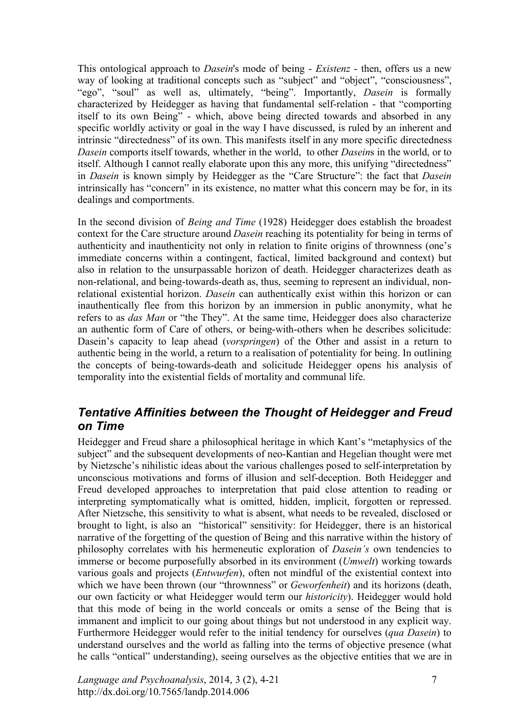This ontological approach to *Dasein*'s mode of being - *Existenz* - then, offers us a new way of looking at traditional concepts such as "subject" and "object", "consciousness", "ego", "soul" as well as, ultimately, "being". Importantly, *Dasein* is formally characterized by Heidegger as having that fundamental self-relation - that "comporting itself to its own Being" - which, above being directed towards and absorbed in any specific worldly activity or goal in the way I have discussed, is ruled by an inherent and intrinsic "directedness" of its own. This manifests itself in any more specific directedness *Dasein* comports itself towards, whether in the world, to other *Dasein*s in the world, or to itself. Although I cannot really elaborate upon this any more, this unifying "directedness" in *Dasein* is known simply by Heidegger as the "Care Structure": the fact that *Dasein* intrinsically has "concern" in its existence, no matter what this concern may be for, in its dealings and comportments.

In the second division of *Being and Time* (1928) Heidegger does establish the broadest context for the Care structure around *Dasein* reaching its potentiality for being in terms of authenticity and inauthenticity not only in relation to finite origins of thrownness (one's immediate concerns within a contingent, factical, limited background and context) but also in relation to the unsurpassable horizon of death. Heidegger characterizes death as non-relational, and being-towards-death as, thus, seeming to represent an individual, non-relational existential horizon. *Dasein* can authentically exist within this horizon or can inauthentically flee from this horizon by an immersion in public anonymity, what he refers to as *das Man* or "the They". At the same time, Heidegger does also characterize an authentic form of Care of others, or being-with-others when he describes solicitude: Dasein's capacity to leap ahead (*vorspringen*) of the Other and assist in a return to authentic being in the world, a return to a realisation of potentiality for being. In outlining the concepts of being-towards-death and solicitude Heidegger opens his analysis of temporality into the existential fields of mortality and communal life.

## *Tentative Affinities between the Thought of Heidegger and Freud on Time*

Heidegger and Freud share a philosophical heritage in which Kant's "metaphysics of the subject" and the subsequent developments of neo-Kantian and Hegelian thought were met by Nietzsche's nihilistic ideas about the various challenges posed to self-interpretation by unconscious motivations and forms of illusion and self-deception. Both Heidegger and Freud developed approaches to interpretation that paid close attention to reading or interpreting symptomatically what is omitted, hidden, implicit, forgotten or repressed. After Nietzsche, this sensitivity to what is absent, what needs to be revealed, disclosed or brought to light, is also an "historical" sensitivity: for Heidegger, there is an historical narrative of the forgetting of the question of Being and this narrative within the history of philosophy correlates with his hermeneutic exploration of *Dasein's* own tendencies to immerse or become purposefully absorbed in its environment (*Umwelt*) working towards various goals and projects (*Entwurfen*), often not mindful of the existential context into which we have been thrown (our "thrownness" or *Geworfenheit*) and its horizons (death, our own facticity or what Heidegger would term our *historicity*). Heidegger would hold that this mode of being in the world conceals or omits a sense of the Being that is immanent and implicit to our going about things but not understood in any explicit way. Furthermore Heidegger would refer to the initial tendency for ourselves (*qua Dasein*) to understand ourselves and the world as falling into the terms of objective presence (what he calls "ontical" understanding), seeing ourselves as the objective entities that we are in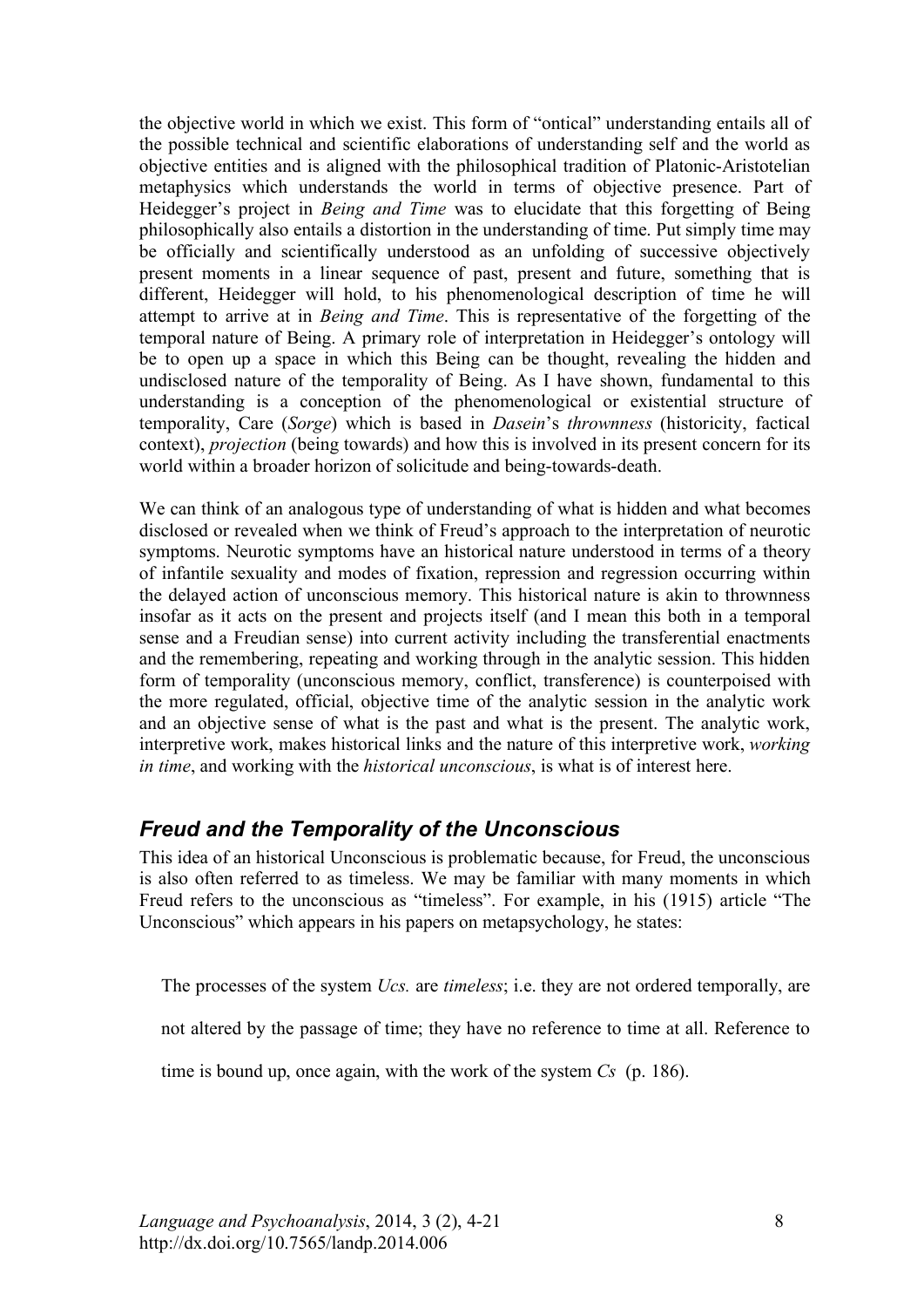the objective world in which we exist. This form of "ontical" understanding entails all of the possible technical and scientific elaborations of understanding self and the world as objective entities and is aligned with the philosophical tradition of Platonic-Aristotelian metaphysics which understands the world in terms of objective presence. Part of Heidegger's project in *Being and Time* was to elucidate that this forgetting of Being philosophically also entails a distortion in the understanding of time. Put simply time may be officially and scientifically understood as an unfolding of successive objectively present moments in a linear sequence of past, present and future, something that is different, Heidegger will hold, to his phenomenological description of time he will attempt to arrive at in *Being and Time*. This is representative of the forgetting of the temporal nature of Being. A primary role of interpretation in Heidegger's ontology will be to open up a space in which this Being can be thought, revealing the hidden and undisclosed nature of the temporality of Being. As I have shown, fundamental to this understanding is a conception of the phenomenological or existential structure of temporality, Care (*Sorge*) which is based in *Dasein*'s *thrownness* (historicity, factical context), *projection* (being towards) and how this is involved in its present concern for its world within a broader horizon of solicitude and being-towards-death.

We can think of an analogous type of understanding of what is hidden and what becomes disclosed or revealed when we think of Freud's approach to the interpretation of neurotic symptoms. Neurotic symptoms have an historical nature understood in terms of a theory of infantile sexuality and modes of fixation, repression and regression occurring within the delayed action of unconscious memory. This historical nature is akin to thrownness insofar as it acts on the present and projects itself (and I mean this both in a temporal sense and a Freudian sense) into current activity including the transferential enactments and the remembering, repeating and working through in the analytic session. This hidden form of temporality (unconscious memory, conflict, transference) is counterpoised with the more regulated, official, objective time of the analytic session in the analytic work and an objective sense of what is the past and what is the present. The analytic work, interpretive work, makes historical links and the nature of this interpretive work, *working in time*, and working with the *historical unconscious*, is what is of interest here.

## *Freud and the Temporality of the Unconscious*

This idea of an historical Unconscious is problematic because, for Freud, the unconscious is also often referred to as timeless. We may be familiar with many moments in which Freud refers to the unconscious as "timeless". For example, in his (1915) article "The Unconscious" which appears in his papers on metapsychology, he states:

> The processes of the system *Ucs.* are *timeless*; i.e. they are not ordered temporally, are not altered by the passage of time; they have no reference to time at all. Reference to time is bound up, once again, with the work of the system *Cs* (p. 186).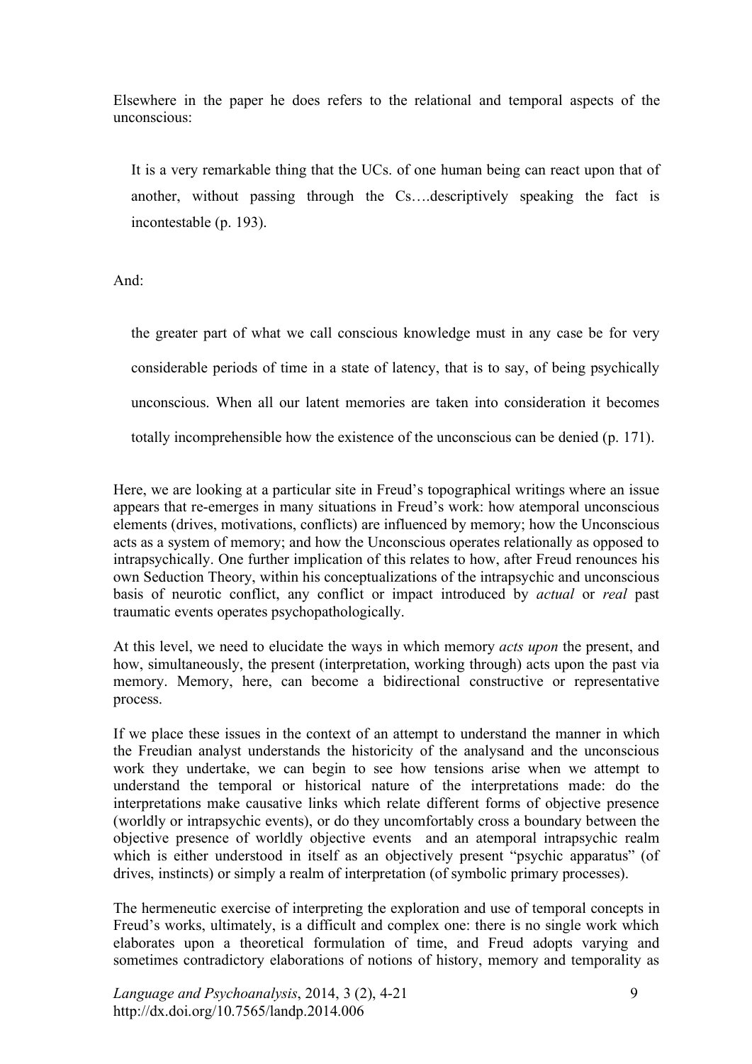Elsewhere in the paper he does refers to the relational and temporal aspects of the unconscious:

> It is a very remarkable thing that the UCs. of one human being can react upon that of another, without passing through the Cs….descriptively speaking the fact is incontestable (p. 193).

And:

> the greater part of what we call conscious knowledge must in any case be for very considerable periods of time in a state of latency, that is to say, of being psychically unconscious. When all our latent memories are taken into consideration it becomes totally incomprehensible how the existence of the unconscious can be denied (p. 171).

Here, we are looking at a particular site in Freud's topographical writings where an issue appears that re-emerges in many situations in Freud's work: how atemporal unconscious elements (drives, motivations, conflicts) are influenced by memory; how the Unconscious acts as a system of memory; and how the Unconscious operates relationally as opposed to intrapsychically. One further implication of this relates to how, after Freud renounces his own Seduction Theory, within his conceptualizations of the intrapsychic and unconscious basis of neurotic conflict, any conflict or impact introduced by *actual* or *real* past traumatic events operates psychopathologically.

At this level, we need to elucidate the ways in which memory *acts upon* the present, and how, simultaneously, the present (interpretation, working through) acts upon the past via memory. Memory, here, can become a bidirectional constructive or representative process.

If we place these issues in the context of an attempt to understand the manner in which the Freudian analyst understands the historicity of the analysand and the unconscious work they undertake, we can begin to see how tensions arise when we attempt to understand the temporal or historical nature of the interpretations made: do the interpretations make causative links which relate different forms of objective presence (worldly or intrapsychic events), or do they uncomfortably cross a boundary between the objective presence of worldly objective events and an atemporal intrapsychic realm which is either understood in itself as an objectively present "psychic apparatus" (of drives, instincts) or simply a realm of interpretation (of symbolic primary processes).

The hermeneutic exercise of interpreting the exploration and use of temporal concepts in Freud's works, ultimately, is a difficult and complex one: there is no single work which elaborates upon a theoretical formulation of time, and Freud adopts varying and sometimes contradictory elaborations of notions of history, memory and temporality as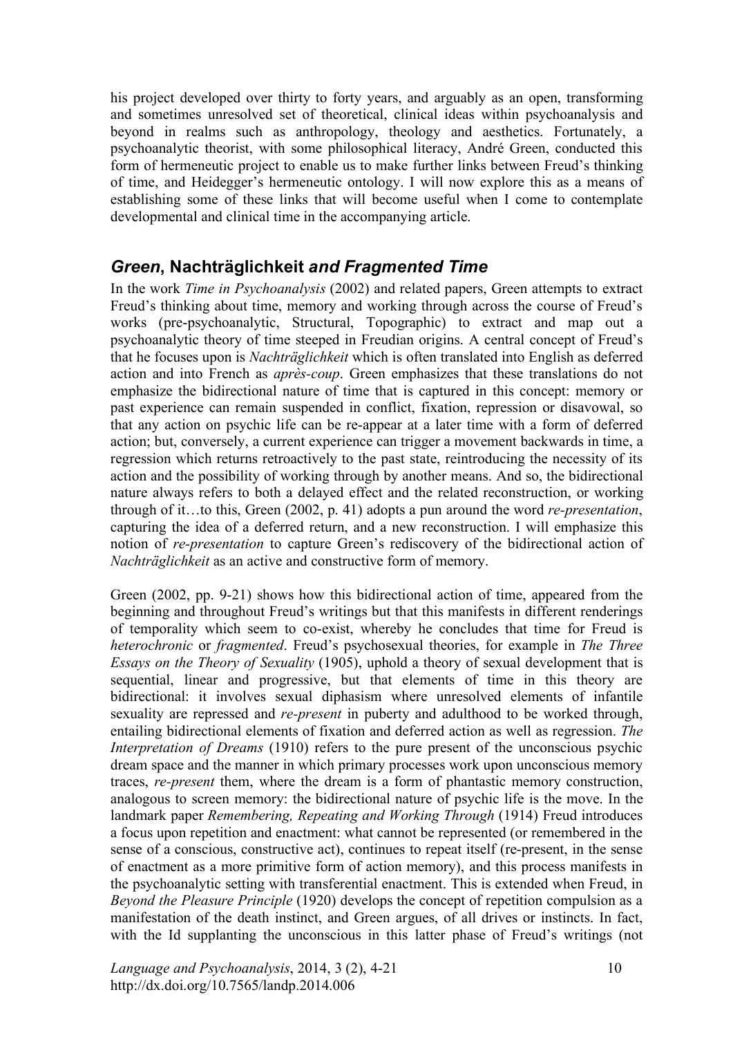his project developed over thirty to forty years, and arguably as an open, transforming and sometimes unresolved set of theoretical, clinical ideas within psychoanalysis and beyond in realms such as anthropology, theology and aesthetics. Fortunately, a psychoanalytic theorist, with some philosophical literacy, André Green, conducted this form of hermeneutic project to enable us to make further links between Freud's thinking of time, and Heidegger's hermeneutic ontology. I will now explore this as a means of establishing some of these links that will become useful when I come to contemplate developmental and clinical time in the accompanying article.

## *Green*, **Nachträglichkeit** *and Fragmented Time*

In the work *Time in Psychoanalysis* (2002) and related papers, Green attempts to extract Freud's thinking about time, memory and working through across the course of Freud's works (pre-psychoanalytic, Structural, Topographic) to extract and map out a psychoanalytic theory of time steeped in Freudian origins. A central concept of Freud's that he focuses upon is *Nachträglichkeit* which is often translated into English as deferred action and into French as *après-coup*. Green emphasizes that these translations do not emphasize the bidirectional nature of time that is captured in this concept: memory or past experience can remain suspended in conflict, fixation, repression or disavowal, so that any action on psychic life can be re-appear at a later time with a form of deferred action; but, conversely, a current experience can trigger a movement backwards in time, a regression which returns retroactively to the past state, reintroducing the necessity of its action and the possibility of working through by another means. And so, the bidirectional nature always refers to both a delayed effect and the related reconstruction, or working through of it…to this, Green (2002, p. 41) adopts a pun around the word *re-presentation*, capturing the idea of a deferred return, and a new reconstruction. I will emphasize this notion of *re-presentation* to capture Green's rediscovery of the bidirectional action of *Nachträglichkeit* as an active and constructive form of memory.

Green (2002, pp. 9-21) shows how this bidirectional action of time, appeared from the beginning and throughout Freud's writings but that this manifests in different renderings of temporality which seem to co-exist, whereby he concludes that time for Freud is *heterochronic* or *fragmented*. Freud's psychosexual theories, for example in *The Three Essays on the Theory of Sexuality* (1905), uphold a theory of sexual development that is sequential, linear and progressive, but that elements of time in this theory are bidirectional: it involves sexual diphasism where unresolved elements of infantile sexuality are repressed and *re-present* in puberty and adulthood to be worked through, entailing bidirectional elements of fixation and deferred action as well as regression. *The Interpretation of Dreams* (1910) refers to the pure present of the unconscious psychic dream space and the manner in which primary processes work upon unconscious memory traces, *re-present* them, where the dream is a form of phantastic memory construction, analogous to screen memory: the bidirectional nature of psychic life is the move. In the landmark paper *Remembering, Repeating and Working Through* (1914) Freud introduces a focus upon repetition and enactment: what cannot be represented (or remembered in the sense of a conscious, constructive act), continues to repeat itself (re-present, in the sense of enactment as a more primitive form of action memory), and this process manifests in the psychoanalytic setting with transferential enactment. This is extended when Freud, in *Beyond the Pleasure Principle* (1920) develops the concept of repetition compulsion as a manifestation of the death instinct, and Green argues, of all drives or instincts. In fact, with the Id supplanting the unconscious in this latter phase of Freud's writings (not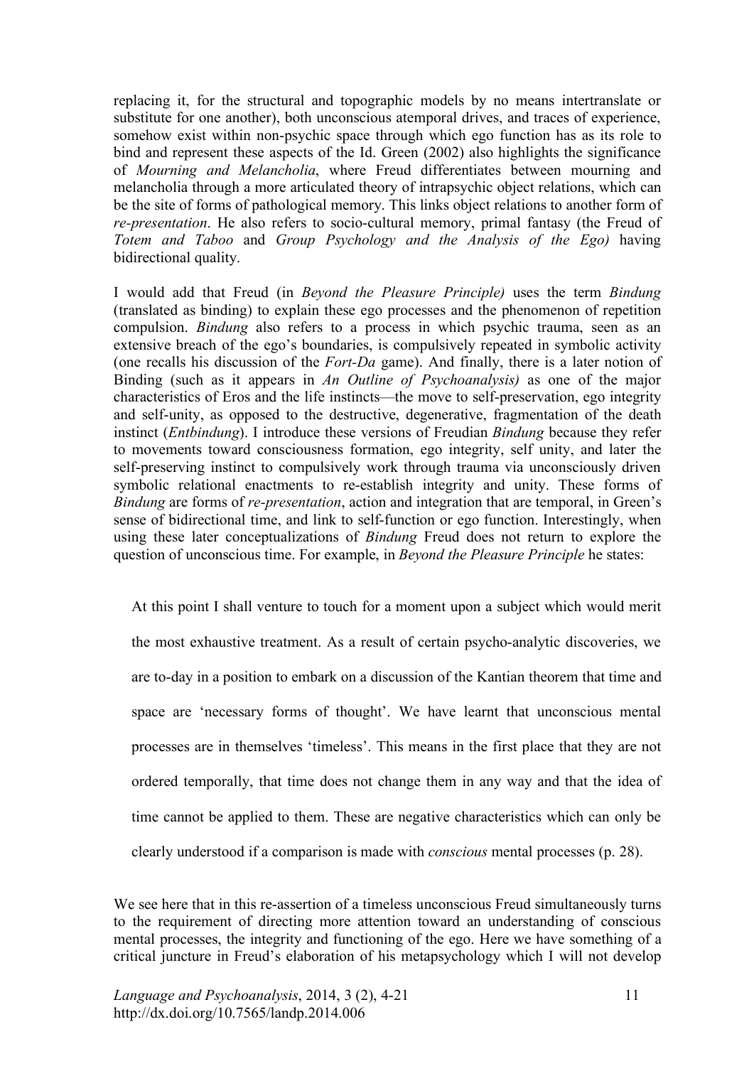replacing it, for the structural and topographic models by no means intertranslate or substitute for one another), both unconscious atemporal drives, and traces of experience, somehow exist within non-psychic space through which ego function has as its role to bind and represent these aspects of the Id. Green (2002) also highlights the significance of *Mourning and Melancholia*, where Freud differentiates between mourning and melancholia through a more articulated theory of intrapsychic object relations, which can be the site of forms of pathological memory. This links object relations to another form of *re-presentation*. He also refers to socio-cultural memory, primal fantasy (the Freud of *Totem and Taboo* and *Group Psychology and the Analysis of the Ego)* having bidirectional quality.

I would add that Freud (in *Beyond the Pleasure Principle)* uses the term *Bindung* (translated as binding) to explain these ego processes and the phenomenon of repetition compulsion. *Bindung* also refers to a process in which psychic trauma, seen as an extensive breach of the ego's boundaries, is compulsively repeated in symbolic activity (one recalls his discussion of the *Fort-Da* game). And finally, there is a later notion of Binding (such as it appears in *An Outline of Psychoanalysis)* as one of the major characteristics of Eros and the life instincts—the move to self-preservation, ego integrity and self-unity, as opposed to the destructive, degenerative, fragmentation of the death instinct (*Entbindung*). I introduce these versions of Freudian *Bindung* because they refer to movements toward consciousness formation, ego integrity, self unity, and later the self-preserving instinct to compulsively work through trauma via unconsciously driven symbolic relational enactments to re-establish integrity and unity. These forms of *Bindung* are forms of *re-presentation*, action and integration that are temporal, in Green's sense of bidirectional time, and link to self-function or ego function. Interestingly, when using these later conceptualizations of *Bindung* Freud does not return to explore the question of unconscious time. For example, in *Beyond the Pleasure Principle* he states:

> At this point I shall venture to touch for a moment upon a subject which would merit the most exhaustive treatment. As a result of certain psycho-analytic discoveries, we are to-day in a position to embark on a discussion of the Kantian theorem that time and space are 'necessary forms of thought'. We have learnt that unconscious mental processes are in themselves 'timeless'. This means in the first place that they are not ordered temporally, that time does not change them in any way and that the idea of time cannot be applied to them. These are negative characteristics which can only be clearly understood if a comparison is made with *conscious* mental processes (p. 28).

We see here that in this re-assertion of a timeless unconscious Freud simultaneously turns to the requirement of directing more attention toward an understanding of conscious mental processes, the integrity and functioning of the ego. Here we have something of a critical juncture in Freud's elaboration of his metapsychology which I will not develop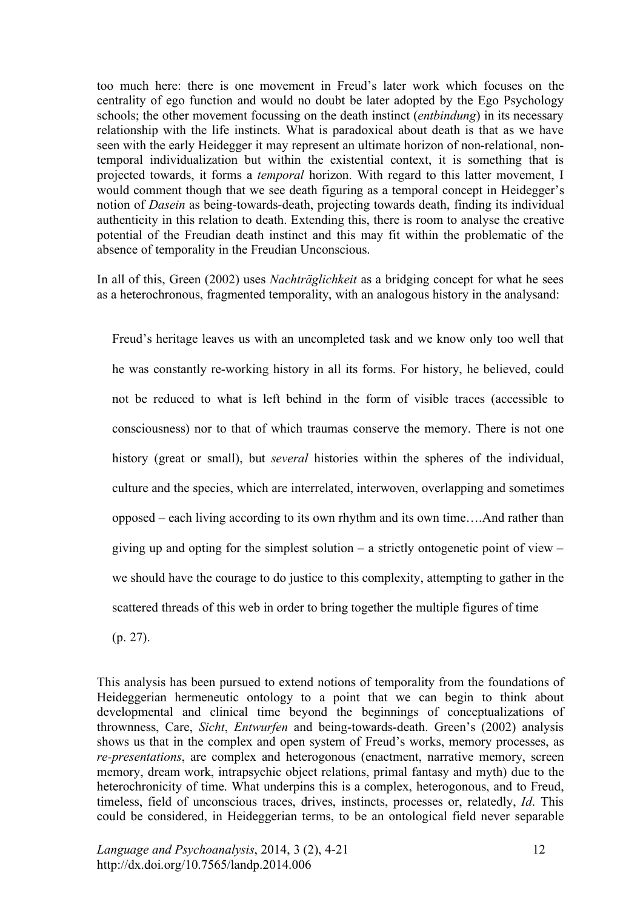too much here: there is one movement in Freud's later work which focuses on the centrality of ego function and would no doubt be later adopted by the Ego Psychology schools; the other movement focussing on the death instinct (*entbindung*) in its necessary relationship with the life instincts. What is paradoxical about death is that as we have seen with the early Heidegger it may represent an ultimate horizon of non-relational, non-temporal individualization but within the existential context, it is something that is projected towards, it forms a *temporal* horizon. With regard to this latter movement, I would comment though that we see death figuring as a temporal concept in Heidegger's notion of *Dasein* as being-towards-death, projecting towards death, finding its individual authenticity in this relation to death. Extending this, there is room to analyse the creative potential of the Freudian death instinct and this may fit within the problematic of the absence of temporality in the Freudian Unconscious.

In all of this, Green (2002) uses *Nachträglichkeit* as a bridging concept for what he sees as a heterochronous, fragmented temporality, with an analogous history in the analysand:

> Freud's heritage leaves us with an uncompleted task and we know only too well that he was constantly re-working history in all its forms. For history, he believed, could not be reduced to what is left behind in the form of visible traces (accessible to consciousness) nor to that of which traumas conserve the memory. There is not one history (great or small), but *several* histories within the spheres of the individual, culture and the species, which are interrelated, interwoven, overlapping and sometimes opposed – each living according to its own rhythm and its own time….And rather than giving up and opting for the simplest solution – a strictly ontogenetic point of view – we should have the courage to do justice to this complexity, attempting to gather in the scattered threads of this web in order to bring together the multiple figures of time (p. 27).

This analysis has been pursued to extend notions of temporality from the foundations of Heideggerian hermeneutic ontology to a point that we can begin to think about developmental and clinical time beyond the beginnings of conceptualizations of thrownness, Care, *Sicht*, *Entwurfen* and being-towards-death. Green's (2002) analysis shows us that in the complex and open system of Freud's works, memory processes, as *re-presentations*, are complex and heterogonous (enactment, narrative memory, screen memory, dream work, intrapsychic object relations, primal fantasy and myth) due to the heterochronicity of time. What underpins this is a complex, heterogonous, and to Freud, timeless, field of unconscious traces, drives, instincts, processes or, relatedly, *Id*. This could be considered, in Heideggerian terms, to be an ontological field never separable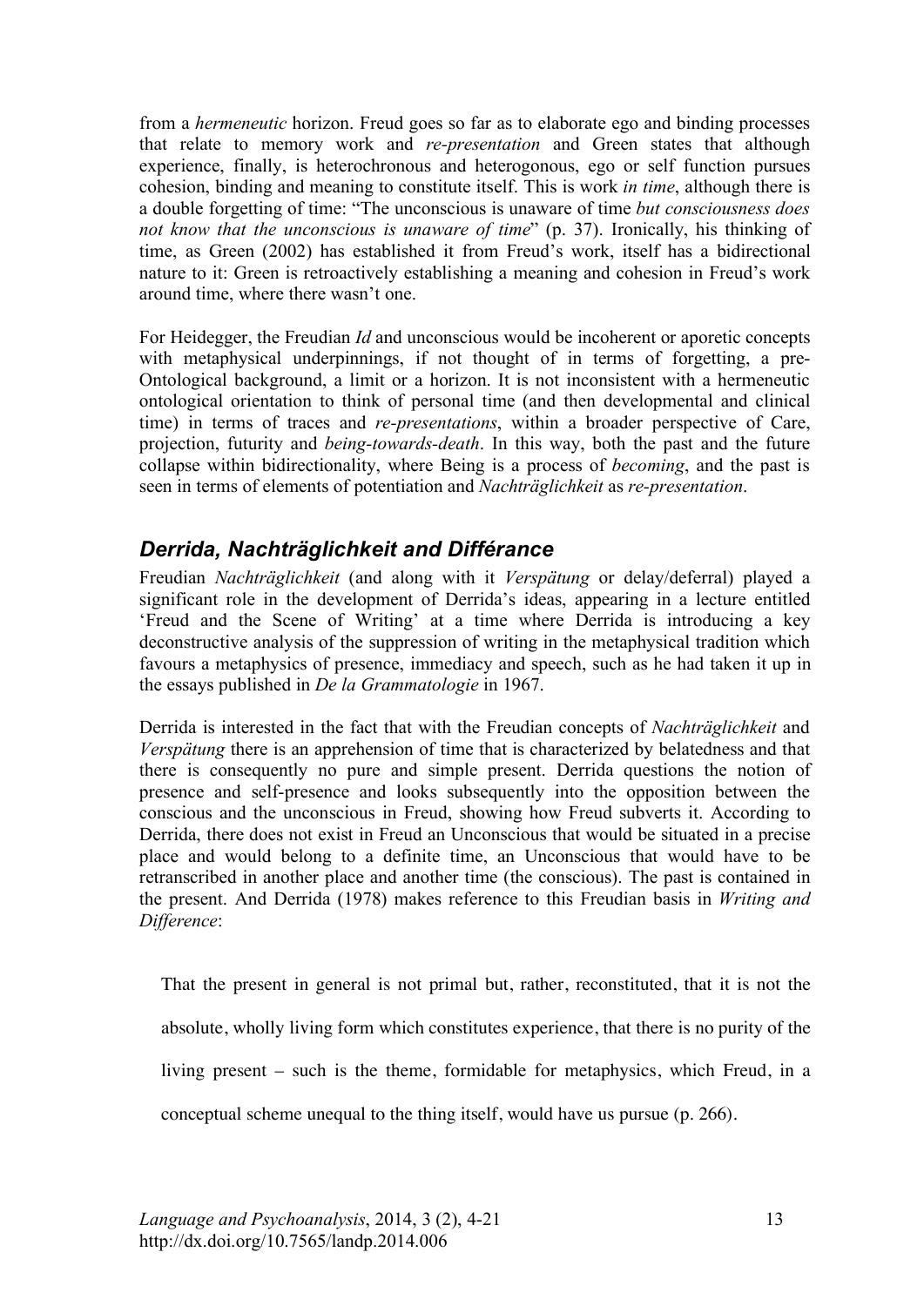from a *hermeneutic* horizon. Freud goes so far as to elaborate ego and binding processes that relate to memory work and *re-presentation* and Green states that although experience, finally, is heterochronous and heterogonous, ego or self function pursues cohesion, binding and meaning to constitute itself. This is work *in time*, although there is a double forgetting of time: "The unconscious is unaware of time *but consciousness does not know that the unconscious is unaware of time*" (p. 37). Ironically, his thinking of time, as Green (2002) has established it from Freud's work, itself has a bidirectional nature to it: Green is retroactively establishing a meaning and cohesion in Freud's work around time, where there wasn't one.

For Heidegger, the Freudian *Id* and unconscious would be incoherent or aporetic concepts with metaphysical underpinnings, if not thought of in terms of forgetting, a pre-Ontological background, a limit or a horizon. It is not inconsistent with a hermeneutic ontological orientation to think of personal time (and then developmental and clinical time) in terms of traces and *re-presentations*, within a broader perspective of Care, projection, futurity and *being-towards-death*. In this way, both the past and the future collapse within bidirectionality, where Being is a process of *becoming*, and the past is seen in terms of elements of potentiation and *Nachträglichkeit* as *re-presentation*.

## *Derrida, Nachträglichkeit and Différance*

Freudian *Nachträglichkeit* (and along with it *Verspätung* or delay/deferral) played a significant role in the development of Derrida's ideas, appearing in a lecture entitled 'Freud and the Scene of Writing' at a time where Derrida is introducing a key deconstructive analysis of the suppression of writing in the metaphysical tradition which favours a metaphysics of presence, immediacy and speech, such as he had taken it up in the essays published in *De la Grammatologie* in 1967.

Derrida is interested in the fact that with the Freudian concepts of *Nachträglichkeit* and *Verspätung* there is an apprehension of time that is characterized by belatedness and that there is consequently no pure and simple present. Derrida questions the notion of presence and self-presence and looks subsequently into the opposition between the conscious and the unconscious in Freud, showing how Freud subverts it. According to Derrida, there does not exist in Freud an Unconscious that would be situated in a precise place and would belong to a definite time, an Unconscious that would have to be retranscribed in another place and another time (the conscious). The past is contained in the present. And Derrida (1978) makes reference to this Freudian basis in *Writing and Difference*:

> That the present in general is not primal but, rather, reconstituted, that it is not the absolute, wholly living form which constitutes experience, that there is no purity of the living present – such is the theme, formidable for metaphysics, which Freud, in a conceptual scheme unequal to the thing itself, would have us pursue (p. 266).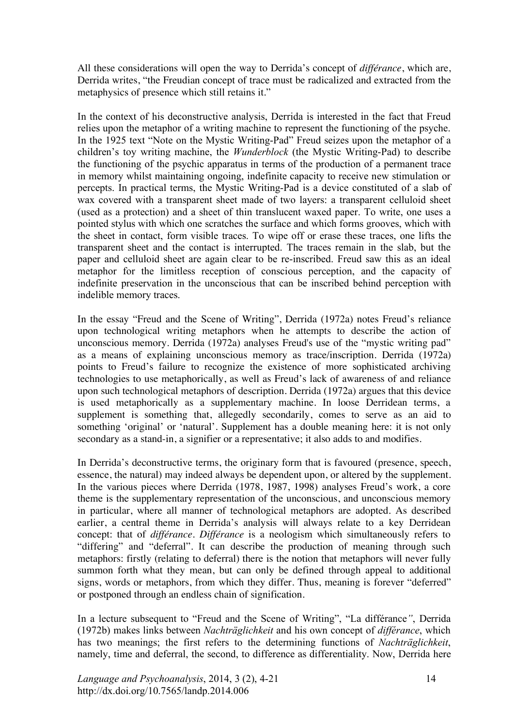All these considerations will open the way to Derrida's concept of *différance*, which are, Derrida writes, "the Freudian concept of trace must be radicalized and extracted from the metaphysics of presence which still retains it."

In the context of his deconstructive analysis, Derrida is interested in the fact that Freud relies upon the metaphor of a writing machine to represent the functioning of the psyche. In the 1925 text "Note on the Mystic Writing-Pad" Freud seizes upon the metaphor of a children's toy writing machine, the *Wunderblock* (the Mystic Writing-Pad) to describe the functioning of the psychic apparatus in terms of the production of a permanent trace in memory whilst maintaining ongoing, indefinite capacity to receive new stimulation or percepts. In practical terms, the Mystic Writing-Pad is a device constituted of a slab of wax covered with a transparent sheet made of two layers: a transparent celluloid sheet (used as a protection) and a sheet of thin translucent waxed paper. To write, one uses a pointed stylus with which one scratches the surface and which forms grooves, which with the sheet in contact, form visible traces. To wipe off or erase these traces, one lifts the transparent sheet and the contact is interrupted. The traces remain in the slab, but the paper and celluloid sheet are again clear to be re-inscribed. Freud saw this as an ideal metaphor for the limitless reception of conscious perception, and the capacity of indefinite preservation in the unconscious that can be inscribed behind perception with indelible memory traces.

In the essay "Freud and the Scene of Writing", Derrida (1972a) notes Freud's reliance upon technological writing metaphors when he attempts to describe the action of unconscious memory. Derrida (1972a) analyses Freud's use of the "mystic writing pad" as a means of explaining unconscious memory as trace/inscription. Derrida (1972a) points to Freud's failure to recognize the existence of more sophisticated archiving technologies to use metaphorically, as well as Freud's lack of awareness of and reliance upon such technological metaphors of description. Derrida (1972a) argues that this device is used metaphorically as a supplementary machine. In loose Derridean terms, a supplement is something that, allegedly secondarily, comes to serve as an aid to something 'original' or 'natural'. Supplement has a double meaning here: it is not only secondary as a stand-in, a signifier or a representative; it also adds to and modifies.

In Derrida's deconstructive terms, the originary form that is favoured (presence, speech, essence, the natural) may indeed always be dependent upon, or altered by the supplement. In the various pieces where Derrida (1978, 1987, 1998) analyses Freud's work, a core theme is the supplementary representation of the unconscious, and unconscious memory in particular, where all manner of technological metaphors are adopted. As described earlier, a central theme in Derrida's analysis will always relate to a key Derridean concept: that of *différance*. *Différance* is a neologism which simultaneously refers to "differing" and "deferral". It can describe the production of meaning through such metaphors: firstly (relating to deferral) there is the notion that metaphors will never fully summon forth what they mean, but can only be defined through appeal to additional signs, words or metaphors, from which they differ. Thus, meaning is forever "deferred" or postponed through an endless chain of signification.

In a lecture subsequent to "Freud and the Scene of Writing", "La différance", Derrida (1972b) makes links between *Nachträglichkeit* and his own concept of *différance*, which has two meanings; the first refers to the determining functions of *Nachträglichkeit*, namely, time and deferral, the second, to difference as differentiality. Now, Derrida here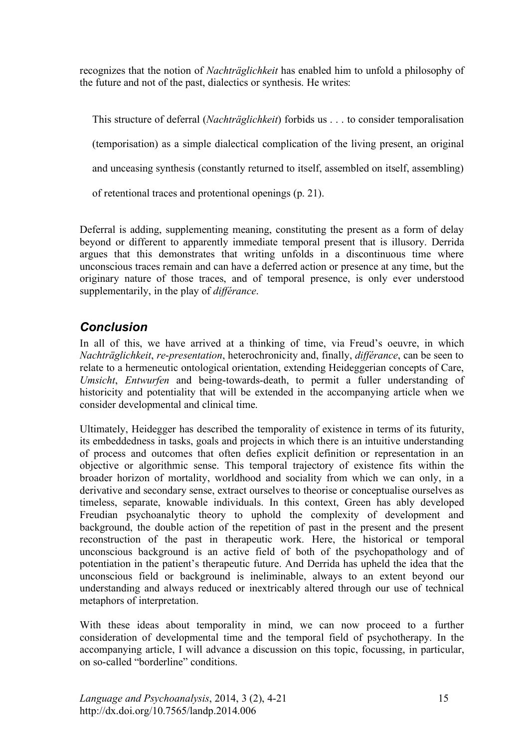recognizes that the notion of *Nachträglichkeit* has enabled him to unfold a philosophy of the future and not of the past, dialectics or synthesis. He writes:

> This structure of deferral (*Nachträglichkeit*) forbids us . . . to consider temporalisation (temporisation) as a simple dialectical complication of the living present, an original and unceasing synthesis (constantly returned to itself, assembled on itself, assembling) of retentional traces and protentional openings (p. 21).

Deferral is adding, supplementing meaning, constituting the present as a form of delay beyond or different to apparently immediate temporal present that is illusory. Derrida argues that this demonstrates that writing unfolds in a discontinuous time where unconscious traces remain and can have a deferred action or presence at any time, but the originary nature of those traces, and of temporal presence, is only ever understood supplementarily, in the play of *différance*.

## *Conclusion*

In all of this, we have arrived at a thinking of time, via Freud's oeuvre, in which *Nachträglichkeit*, *re-presentation*, heterochronicity and, finally, *différance*, can be seen to relate to a hermeneutic ontological orientation, extending Heideggerian concepts of Care, *Umsicht*, *Entwurfen* and being-towards-death, to permit a fuller understanding of historicity and potentiality that will be extended in the accompanying article when we consider developmental and clinical time.

Ultimately, Heidegger has described the temporality of existence in terms of its futurity, its embeddedness in tasks, goals and projects in which there is an intuitive understanding of process and outcomes that often defies explicit definition or representation in an objective or algorithmic sense. This temporal trajectory of existence fits within the broader horizon of mortality, worldhood and sociality from which we can only, in a derivative and secondary sense, extract ourselves to theorise or conceptualise ourselves as timeless, separate, knowable individuals. In this context, Green has ably developed Freudian psychoanalytic theory to uphold the complexity of development and background, the double action of the repetition of past in the present and the present reconstruction of the past in therapeutic work. Here, the historical or temporal unconscious background is an active field of both of the psychopathology and of potentiation in the patient's therapeutic future. And Derrida has upheld the idea that the unconscious field or background is ineliminable, always to an extent beyond our understanding and always reduced or inextricably altered through our use of technical metaphors of interpretation.

With these ideas about temporality in mind, we can now proceed to a further consideration of developmental time and the temporal field of psychotherapy. In the accompanying article, I will advance a discussion on this topic, focussing, in particular, on so-called "borderline" conditions.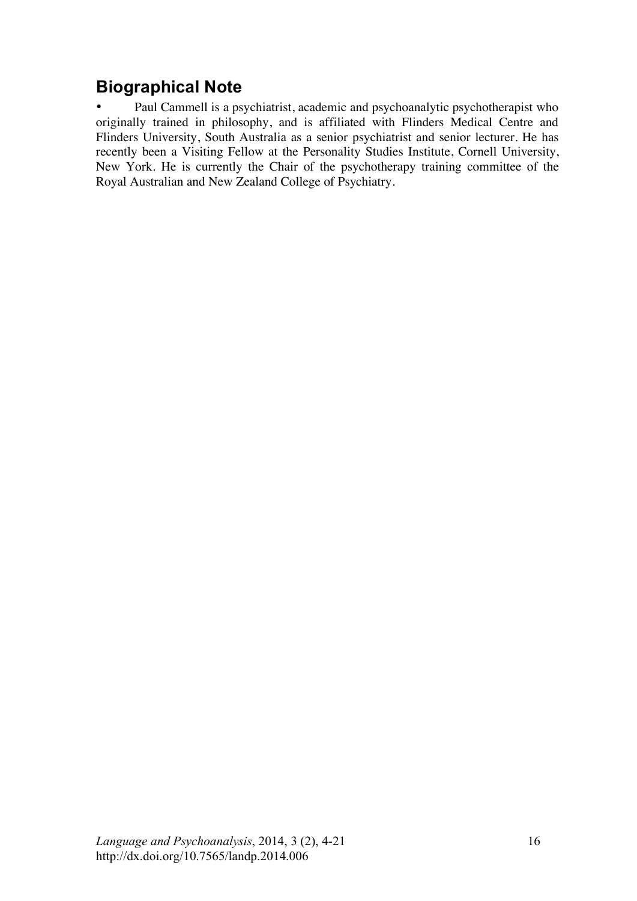## Biographical Note

- Paul Cammell is a psychiatrist, academic and psychoanalytic psychotherapist who originally trained in philosophy, and is affiliated with Flinders Medical Centre and Flinders University, South Australia as a senior psychiatrist and senior lecturer. He has recently been a Visiting Fellow at the Personality Studies Institute, Cornell University, New York. He is currently the Chair of the psychotherapy training committee of the Royal Australian and New Zealand College of Psychiatry.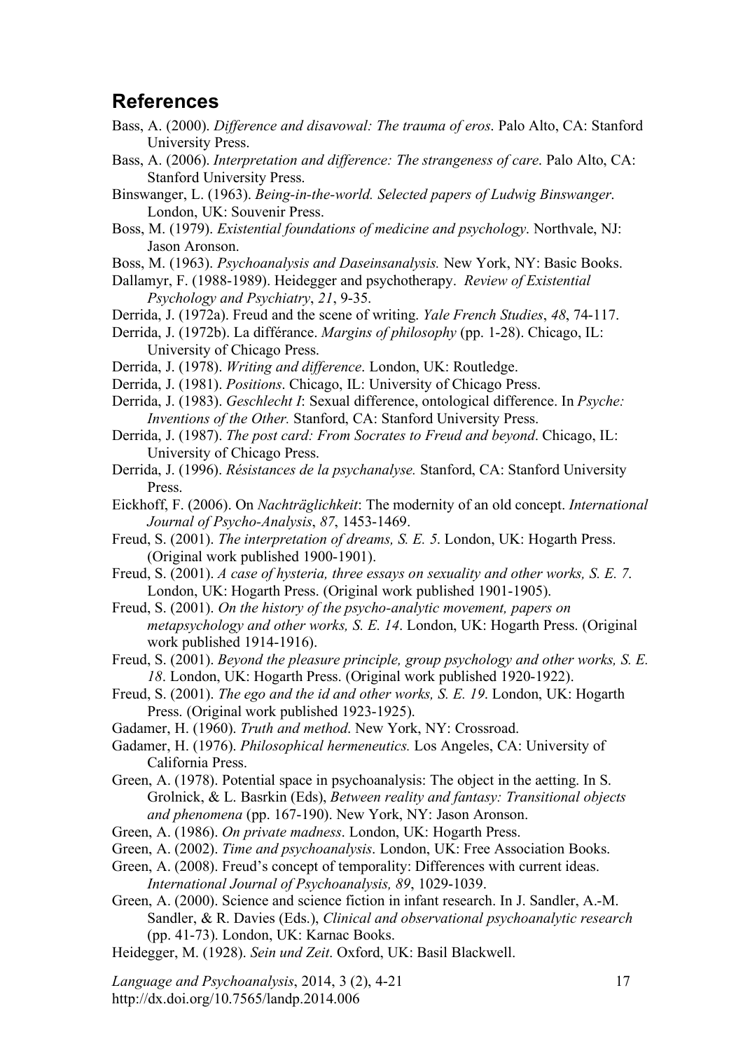## References

Bass, A. (2000). *Difference and disavowal: The trauma of eros*. Palo Alto, CA: Stanford University Press.

Bass, A. (2006). *Interpretation and difference: The strangeness of care*. Palo Alto, CA: Stanford University Press.

Binswanger, L. (1963). *Being-in-the-world. Selected papers of Ludwig Binswanger*. London, UK: Souvenir Press.

Boss, M. (1979). *Existential foundations of medicine and psychology*. Northvale, NJ: Jason Aronson.

Boss, M. (1963). *Psychoanalysis and Daseinsanalysis.* New York, NY: Basic Books.

Dallamyr, F. (1988-1989). Heidegger and psychotherapy. *Review of Existential Psychology and Psychiatry*, *21*, 9-35.

Derrida, J. (1972a). Freud and the scene of writing. *Yale French Studies*, *48*, 74-117.

Derrida, J. (1972b). La différance. *Margins of philosophy* (pp. 1-28). Chicago, IL: University of Chicago Press.

Derrida, J. (1978). *Writing and difference*. London, UK: Routledge.

Derrida, J. (1981). *Positions*. Chicago, IL: University of Chicago Press.

Derrida, J. (1983). *Geschlecht I*: Sexual difference, ontological difference. In *Psyche: Inventions of the Other.* Stanford, CA: Stanford University Press.

Derrida, J. (1987). *The post card: From Socrates to Freud and beyond*. Chicago, IL: University of Chicago Press.

Derrida, J. (1996). *Résistances de la psychanalyse.* Stanford, CA: Stanford University Press.

Eickhoff, F. (2006). On *Nachträglichkeit*: The modernity of an old concept. *International Journal of Psycho-Analysis*, *87*, 1453-1469.

Freud, S. (2001). *The interpretation of dreams, S. E. 5*. London, UK: Hogarth Press. (Original work published 1900-1901).

Freud, S. (2001). *A case of hysteria, three essays on sexuality and other works, S. E. 7*. London, UK: Hogarth Press. (Original work published 1901-1905).

Freud, S. (2001). *On the history of the psycho-analytic movement, papers on metapsychology and other works, S. E. 14*. London, UK: Hogarth Press. (Original work published 1914-1916).

Freud, S. (2001). *Beyond the pleasure principle, group psychology and other works, S. E. 18*. London, UK: Hogarth Press. (Original work published 1920-1922).

Freud, S. (2001). *The ego and the id and other works, S. E. 19*. London, UK: Hogarth Press. (Original work published 1923-1925).

Gadamer, H. (1960). *Truth and method*. New York, NY: Crossroad.

Gadamer, H. (1976). *Philosophical hermeneutics.* Los Angeles, CA: University of California Press.

Green, A. (1978). Potential space in psychoanalysis: The object in the aetting. In S. Grolnick, & L. Basrkin (Eds), *Between reality and fantasy: Transitional objects and phenomena* (pp. 167-190). New York, NY: Jason Aronson.

Green, A. (1986). *On private madness*. London, UK: Hogarth Press.

Green, A. (2002). *Time and psychoanalysis*. London, UK: Free Association Books.

Green, A. (2008). Freud's concept of temporality: Differences with current ideas. *International Journal of Psychoanalysis, 89*, 1029-1039.

Green, A. (2000). Science and science fiction in infant research. In J. Sandler, A.-M. Sandler, & R. Davies (Eds.), *Clinical and observational psychoanalytic research* (pp. 41-73). London, UK: Karnac Books.

Heidegger, M. (1928). *Sein und Zeit*. Oxford, UK: Basil Blackwell.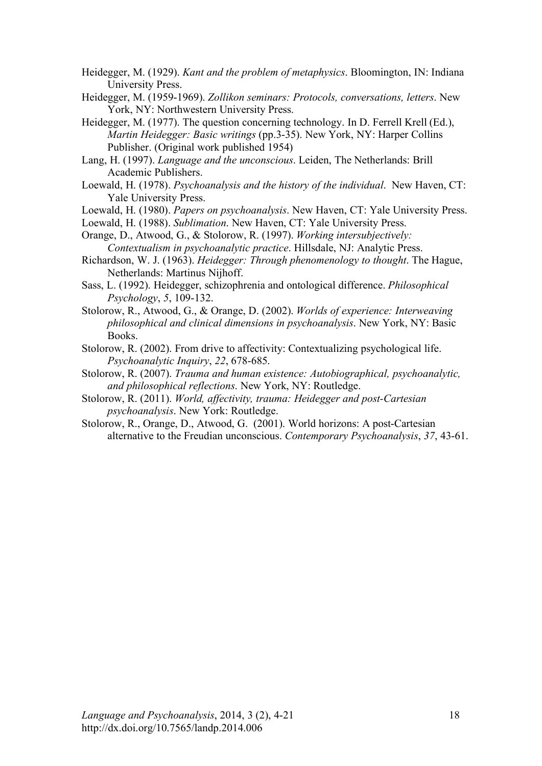Heidegger, M. (1929). *Kant and the problem of metaphysics*. Bloomington, IN: Indiana University Press.

Heidegger, M. (1959-1969). *Zollikon seminars: Protocols, conversations, letters*. New York, NY: Northwestern University Press.

Heidegger, M. (1977). The question concerning technology. In D. Ferrell Krell (Ed.), *Martin Heidegger: Basic writings* (pp.3-35). New York, NY: Harper Collins Publisher. (Original work published 1954)

Lang, H. (1997). *Language and the unconscious*. Leiden, The Netherlands: Brill Academic Publishers.

Loewald, H. (1978). *Psychoanalysis and the history of the individual*. New Haven, CT: Yale University Press.

Loewald, H. (1980). *Papers on psychoanalysis*. New Haven, CT: Yale University Press.

Loewald, H. (1988). *Sublimation*. New Haven, CT: Yale University Press.

Orange, D., Atwood, G., & Stolorow, R. (1997). *Working intersubjectively: Contextualism in psychoanalytic practice*. Hillsdale, NJ: Analytic Press.

Richardson, W. J. (1963). *Heidegger: Through phenomenology to thought*. The Hague, Netherlands: Martinus Nijhoff.

Sass, L. (1992). Heidegger, schizophrenia and ontological difference. *Philosophical Psychology*, *5*, 109-132.

Stolorow, R., Atwood, G., & Orange, D. (2002). *Worlds of experience: Interweaving philosophical and clinical dimensions in psychoanalysis*. New York, NY: Basic Books.

Stolorow, R. (2002). From drive to affectivity: Contextualizing psychological life. *Psychoanalytic Inquiry*, *22*, 678-685.

Stolorow, R. (2007). *Trauma and human existence: Autobiographical, psychoanalytic, and philosophical reflections*. New York, NY: Routledge.

Stolorow, R. (2011). *World, affectivity, trauma: Heidegger and post-Cartesian psychoanalysis*. New York: Routledge.

Stolorow, R., Orange, D., Atwood, G. (2001). World horizons: A post-Cartesian alternative to the Freudian unconscious. *Contemporary Psychoanalysis*, *37*, 43-61.